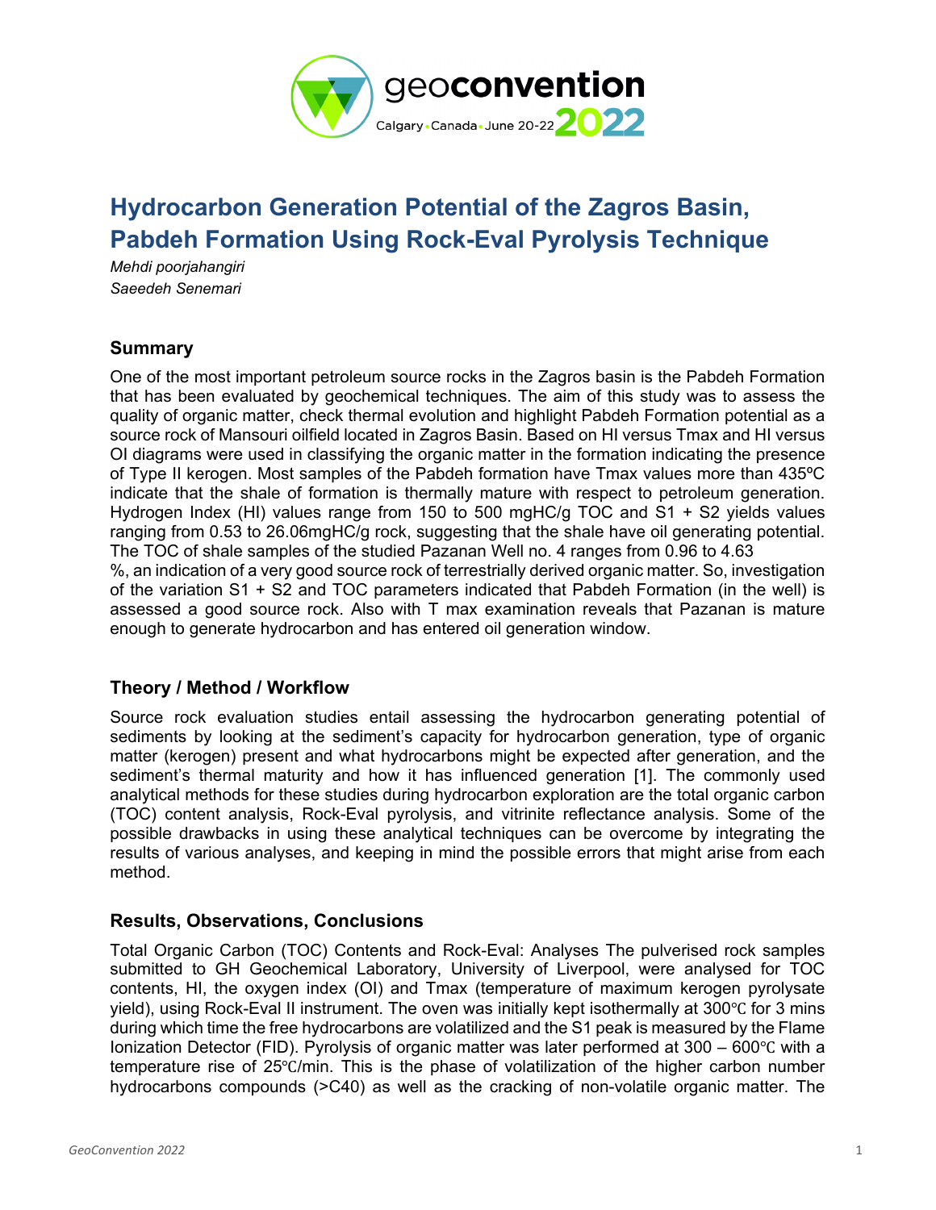# Hydrocarbon Generation Potential of the Zagros Basin, Pabdeh Formation Using Rock-Eval Pyrolysis Technique

*Mehdi poorjahangiri*
*Saeedeh Senemari*

## Summary

One of the most important petroleum source rocks in the Zagros basin is the Pabdeh Formation that has been evaluated by geochemical techniques. The aim of this study was to assess the quality of organic matter, check thermal evolution and highlight Pabdeh Formation potential as a source rock of Mansouri oilfield located in Zagros Basin. Based on HI versus Tmax and HI versus OI diagrams were used in classifying the organic matter in the formation indicating the presence of Type II kerogen. Most samples of the Pabdeh formation have Tmax values more than 435ºC indicate that the shale of formation is thermally mature with respect to petroleum generation. Hydrogen Index (HI) values range from 150 to 500 mgHC/g TOC and S1 + S2 yields values ranging from 0.53 to 26.06mgHC/g rock, suggesting that the shale have oil generating potential. The TOC of shale samples of the studied Pazanan Well no. 4 ranges from 0.96 to 4.63 %, an indication of a very good source rock of terrestrially derived organic matter. So, investigation of the variation S1 + S2 and TOC parameters indicated that Pabdeh Formation (in the well) is assessed a good source rock. Also with T max examination reveals that Pazanan is mature enough to generate hydrocarbon and has entered oil generation window.

## Theory / Method / Workflow

Source rock evaluation studies entail assessing the hydrocarbon generating potential of sediments by looking at the sediment's capacity for hydrocarbon generation, type of organic matter (kerogen) present and what hydrocarbons might be expected after generation, and the sediment's thermal maturity and how it has influenced generation [1]. The commonly used analytical methods for these studies during hydrocarbon exploration are the total organic carbon (TOC) content analysis, Rock-Eval pyrolysis, and vitrinite reflectance analysis. Some of the possible drawbacks in using these analytical techniques can be overcome by integrating the results of various analyses, and keeping in mind the possible errors that might arise from each method.

## Results, Observations, Conclusions

Total Organic Carbon (TOC) Contents and Rock-Eval: Analyses The pulverised rock samples submitted to GH Geochemical Laboratory, University of Liverpool, were analysed for TOC contents, HI, the oxygen index (OI) and Tmax (temperature of maximum kerogen pyrolysate yield), using Rock-Eval II instrument. The oven was initially kept isothermally at 300℃ for 3 mins during which time the free hydrocarbons are volatilized and the S1 peak is measured by the Flame Ionization Detector (FID). Pyrolysis of organic matter was later performed at 300 – 600℃ with a temperature rise of 25℃/min. This is the phase of volatilization of the higher carbon number hydrocarbons compounds (>C40) as well as the cracking of non-volatile organic matter. The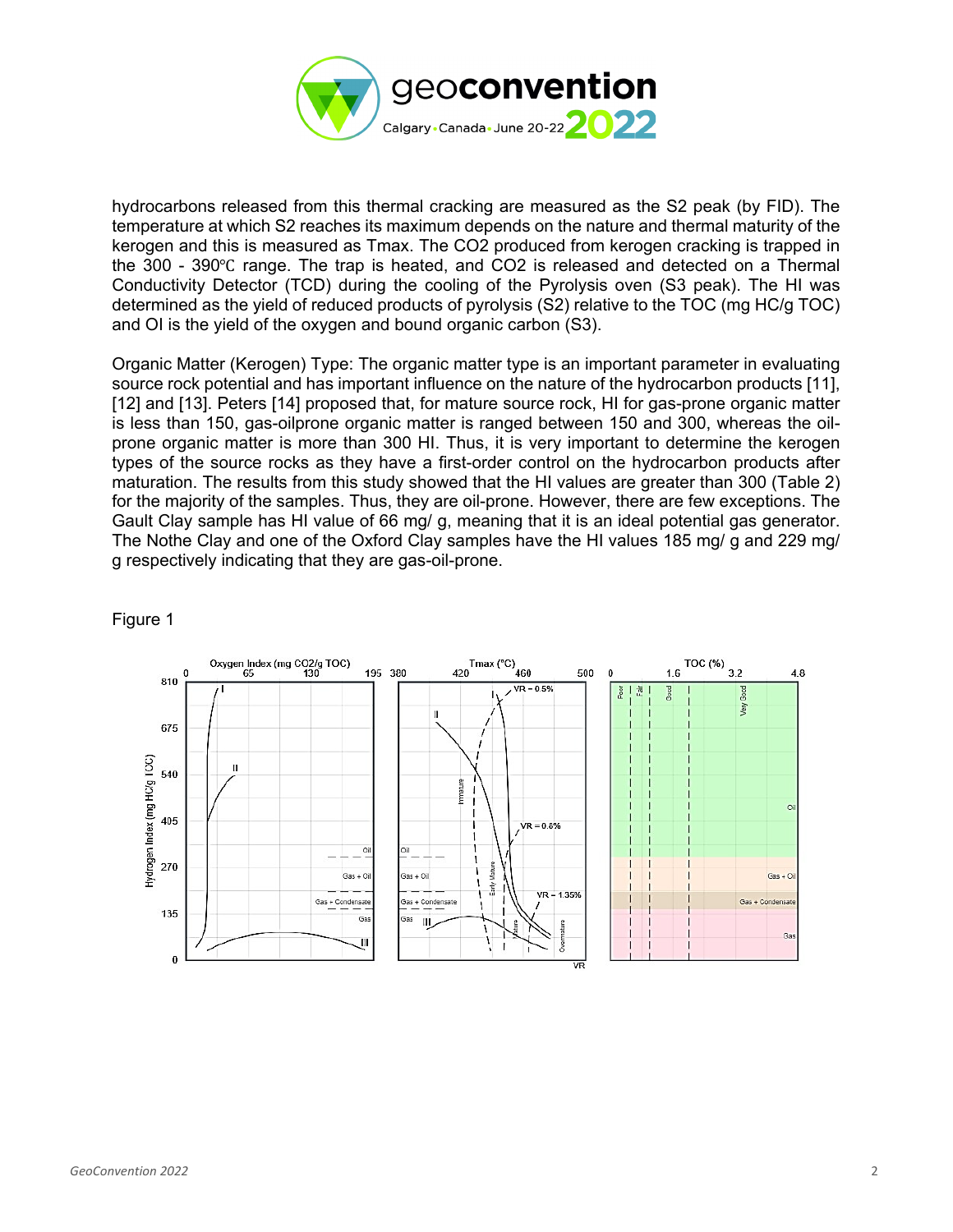hydrocarbons released from this thermal cracking are measured as the S2 peak (by FID). The temperature at which S2 reaches its maximum depends on the nature and thermal maturity of the kerogen and this is measured as Tmax. The $CO_2$ produced from kerogen cracking is trapped in the 300 - 390℃ range. The trap is heated, and $CO_2$ is released and detected on a Thermal Conductivity Detector (TCD) during the cooling of the Pyrolysis oven (S3 peak). The HI was determined as the yield of reduced products of pyrolysis (S2) relative to the TOC (mg HC/g TOC) and OI is the yield of the oxygen and bound organic carbon (S3).

Organic Matter (Kerogen) Type: The organic matter type is an important parameter in evaluating source rock potential and has important influence on the nature of the hydrocarbon products [11], [12] and [13]. Peters [14] proposed that, for mature source rock, HI for gas-prone organic matter is less than 150, gas-oilprone organic matter is ranged between 150 and 300, whereas the oil-prone organic matter is more than 300 HI. Thus, it is very important to determine the kerogen types of the source rocks as they have a first-order control on the hydrocarbon products after maturation. The results from this study showed that the HI values are greater than 300 (Table 2) for the majority of the samples. Thus, they are oil-prone. However, there are few exceptions. The Gault Clay sample has HI value of 66 mg/ g, meaning that it is an ideal potential gas generator. The Nothe Clay and one of the Oxford Clay samples have the HI values 185 mg/ g and 229 mg/ g respectively indicating that they are gas-oil-prone.

Figure 1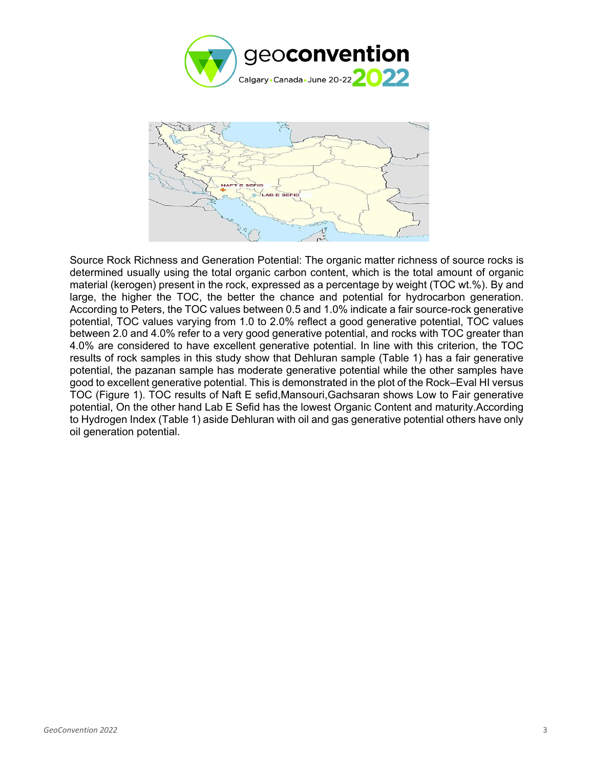Source Rock Richness and Generation Potential: The organic matter richness of source rocks is determined usually using the total organic carbon content, which is the total amount of organic material (kerogen) present in the rock, expressed as a percentage by weight (TOC wt.%). By and large, the higher the TOC, the better the chance and potential for hydrocarbon generation. According to Peters, the TOC values between 0.5 and 1.0% indicate a fair source-rock generative potential, TOC values varying from 1.0 to 2.0% reflect a good generative potential, TOC values between 2.0 and 4.0% refer to a very good generative potential, and rocks with TOC greater than 4.0% are considered to have excellent generative potential. In line with this criterion, the TOC results of rock samples in this study show that Dehluran sample (Table 1) has a fair generative potential, the pazanan sample has moderate generative potential while the other samples have good to excellent generative potential. This is demonstrated in the plot of the Rock–Eval HI versus TOC (Figure 1). TOC results of Naft E sefid,Mansouri,Gachsaran shows Low to Fair generative potential, On the other hand Lab E Sefid has the lowest Organic Content and maturity.According to Hydrogen Index (Table 1) aside Dehluran with oil and gas generative potential others have only oil generation potential.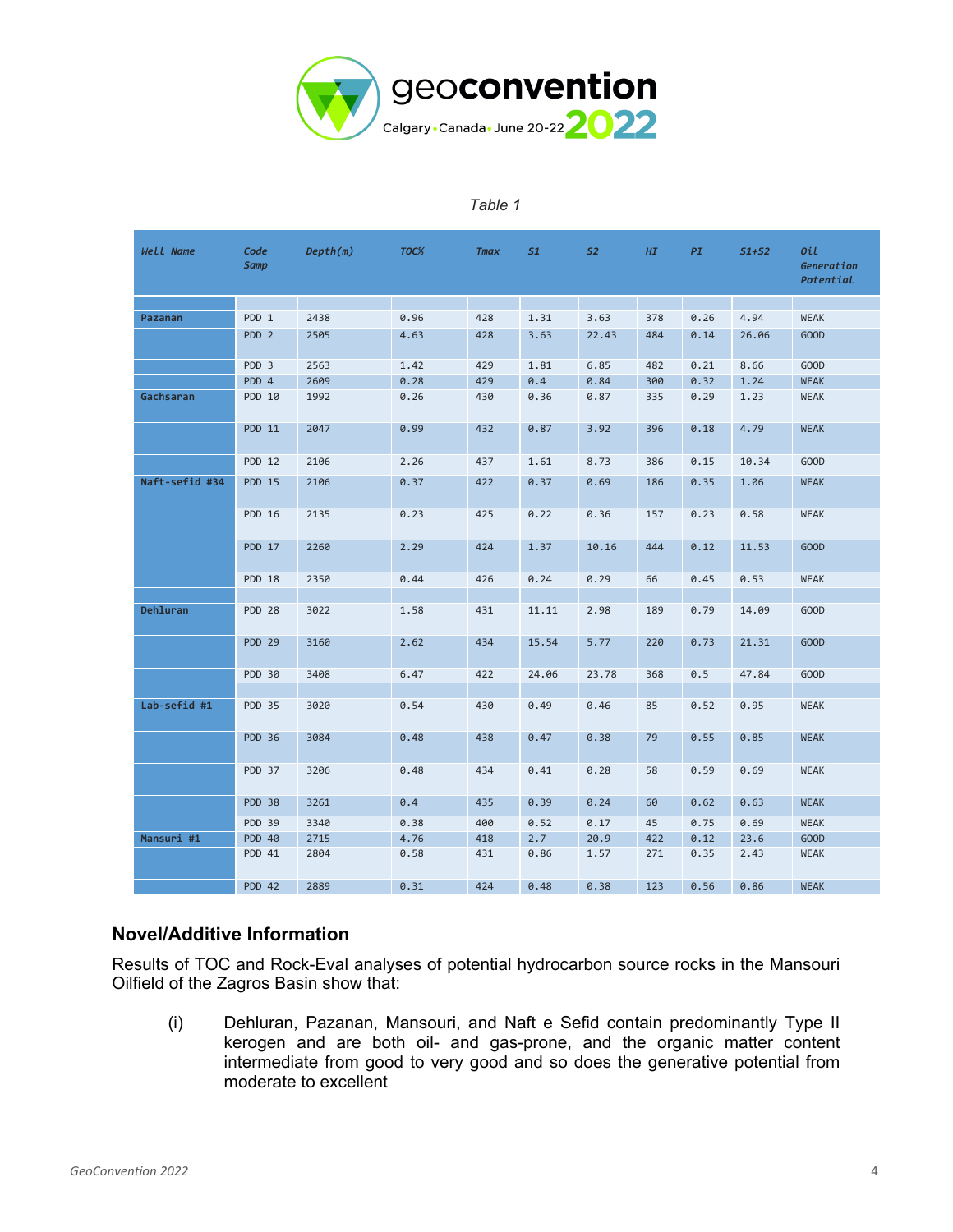*Table 1*

| *Well Name* | *Code Samp* | *Depth(m)* | *TOC%* | *Tmax* | *S1* | *S2* | *HI* | *PI* | *S1+S2* | *Oil Generation Potential* |
|---|---|---|---|---|---|---|---|---|---|---|
| | | | | | | | | | | |
| **Pazanan** | PDD 1 | 2438 | 0.96 | 428 | 1.31 | 3.63 | 378 | 0.26 | 4.94 | WEAK |
| | PDD 2 | 2505 | 4.63 | 428 | 3.63 | 22.43 | 484 | 0.14 | 26.06 | GOOD |
| | PDD 3 | 2563 | 1.42 | 429 | 1.81 | 6.85 | 482 | 0.21 | 8.66 | GOOD |
| | PDD 4 | 2609 | 0.28 | 429 | 0.4 | 0.84 | 300 | 0.32 | 1.24 | WEAK |
| **Gachsaran** | PDD 10 | 1992 | 0.26 | 430 | 0.36 | 0.87 | 335 | 0.29 | 1.23 | WEAK |
| | PDD 11 | 2047 | 0.99 | 432 | 0.87 | 3.92 | 396 | 0.18 | 4.79 | WEAK |
| | PDD 12 | 2106 | 2.26 | 437 | 1.61 | 8.73 | 386 | 0.15 | 10.34 | GOOD |
| **Naft-sefid #34** | PDD 15 | 2106 | 0.37 | 422 | 0.37 | 0.69 | 186 | 0.35 | 1.06 | WEAK |
| | PDD 16 | 2135 | 0.23 | 425 | 0.22 | 0.36 | 157 | 0.23 | 0.58 | WEAK |
| | PDD 17 | 2260 | 2.29 | 424 | 1.37 | 10.16 | 444 | 0.12 | 11.53 | GOOD |
| | PDD 18 | 2350 | 0.44 | 426 | 0.24 | 0.29 | 66 | 0.45 | 0.53 | WEAK |
| | | | | | | | | | | |
| **Dehluran** | PDD 28 | 3022 | 1.58 | 431 | 11.11 | 2.98 | 189 | 0.79 | 14.09 | GOOD |
| | PDD 29 | 3160 | 2.62 | 434 | 15.54 | 5.77 | 220 | 0.73 | 21.31 | GOOD |
| | PDD 30 | 3408 | 6.47 | 422 | 24.06 | 23.78 | 368 | 0.5 | 47.84 | GOOD |
| | | | | | | | | | | |
| **Lab-sefid #1** | PDD 35 | 3020 | 0.54 | 430 | 0.49 | 0.46 | 85 | 0.52 | 0.95 | WEAK |
| | PDD 36 | 3084 | 0.48 | 438 | 0.47 | 0.38 | 79 | 0.55 | 0.85 | WEAK |
| | PDD 37 | 3206 | 0.48 | 434 | 0.41 | 0.28 | 58 | 0.59 | 0.69 | WEAK |
| | PDD 38 | 3261 | 0.4 | 435 | 0.39 | 0.24 | 60 | 0.62 | 0.63 | WEAK |
| | PDD 39 | 3340 | 0.38 | 400 | 0.52 | 0.17 | 45 | 0.75 | 0.69 | WEAK |
| **Mansuri #1** | PDD 40 | 2715 | 4.76 | 418 | 2.7 | 20.9 | 422 | 0.12 | 23.6 | GOOD |
| | PDD 41 | 2804 | 0.58 | 431 | 0.86 | 1.57 | 271 | 0.35 | 2.43 | WEAK |
| | PDD 42 | 2889 | 0.31 | 424 | 0.48 | 0.38 | 123 | 0.56 | 0.86 | WEAK |

## Novel/Additive Information

Results of TOC and Rock-Eval analyses of potential hydrocarbon source rocks in the Mansouri Oilfield of the Zagros Basin show that:

(i) Dehluran, Pazanan, Mansouri, and Naft e Sefid contain predominantly Type II kerogen and are both oil- and gas-prone, and the organic matter content intermediate from good to very good and so does the generative potential from moderate to excellent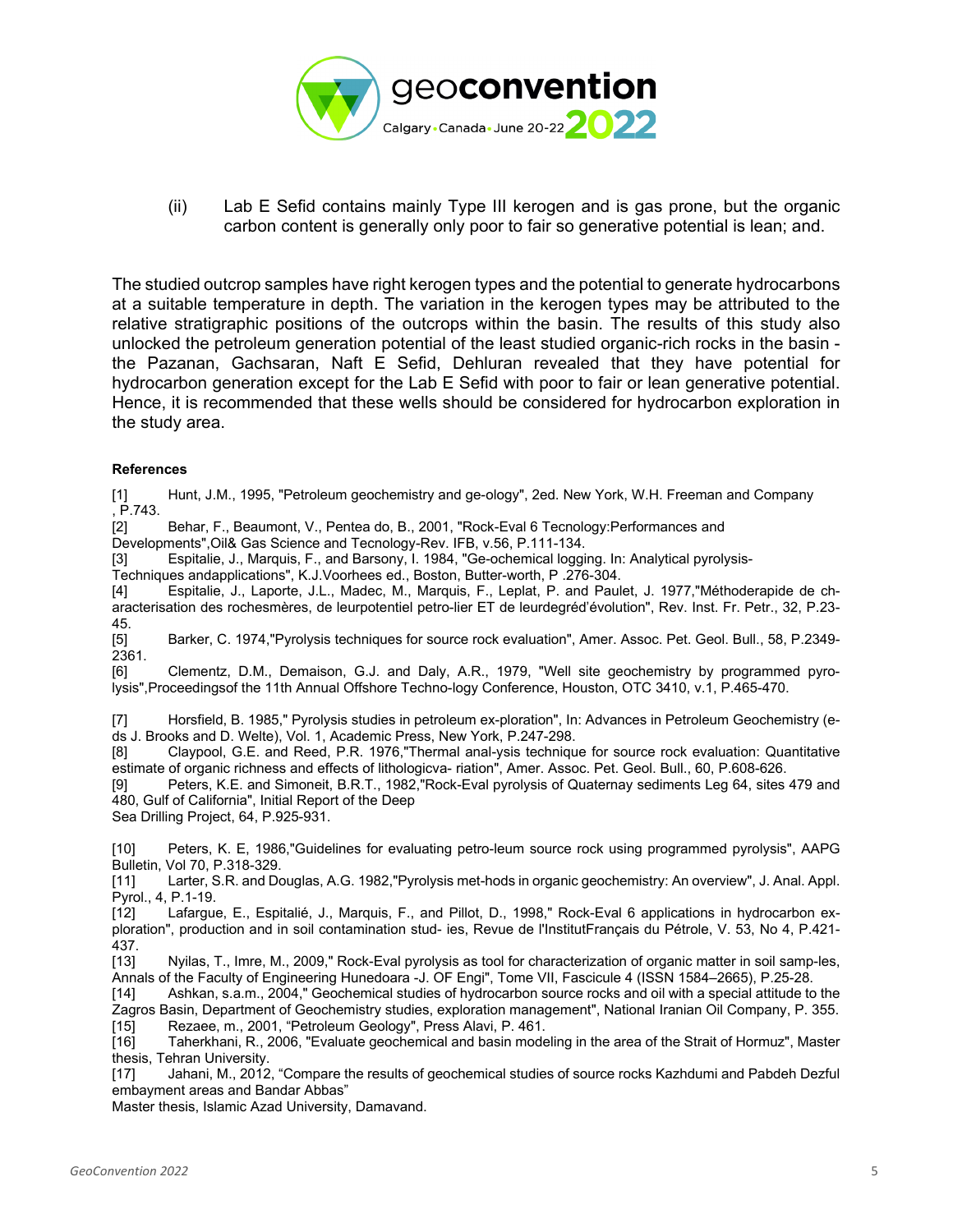(ii) Lab E Sefid contains mainly Type III kerogen and is gas prone, but the organic carbon content is generally only poor to fair so generative potential is lean; and.

The studied outcrop samples have right kerogen types and the potential to generate hydrocarbons at a suitable temperature in depth. The variation in the kerogen types may be attributed to the relative stratigraphic positions of the outcrops within the basin. The results of this study also unlocked the petroleum generation potential of the least studied organic-rich rocks in the basin - the Pazanan, Gachsaran, Naft E Sefid, Dehluran revealed that they have potential for hydrocarbon generation except for the Lab E Sefid with poor to fair or lean generative potential. Hence, it is recommended that these wells should be considered for hydrocarbon exploration in the study area.

**References**

[1] Hunt, J.M., 1995, "Petroleum geochemistry and ge-ology", 2ed. New York, W.H. Freeman and Company , P.743.

[2] Behar, F., Beaumont, V., Pentea do, B., 2001, "Rock-Eval 6 Tecnology:Performances and Developments",Oil& Gas Science and Tecnology-Rev. IFB, v.56, P.111-134.

[3] Espitalie, J., Marquis, F., and Barsony, I. 1984, "Ge-ochemical logging. In: Analytical pyrolysis-Techniques andapplications", K.J.Voorhees ed., Boston, Butter-worth, P .276-304.

[4] Espitalie, J., Laporte, J.L., Madec, M., Marquis, F., Leplat, P. and Paulet, J. 1977,"Méthoderapide de ch-aracterisation des rochesmères, de leurpotentiel petro-lier ET de leurdegréd'évolution", Rev. Inst. Fr. Petr., 32, P.23-45.

[5] Barker, C. 1974,"Pyrolysis techniques for source rock evaluation", Amer. Assoc. Pet. Geol. Bull., 58, P.2349-2361.

[6] Clementz, D.M., Demaison, G.J. and Daly, A.R., 1979, "Well site geochemistry by programmed pyro-lysis",Proceedingsof the 11th Annual Offshore Techno-logy Conference, Houston, OTC 3410, v.1, P.465-470.

[7] Horsfield, B. 1985," Pyrolysis studies in petroleum ex-ploration", In: Advances in Petroleum Geochemistry (e-ds J. Brooks and D. Welte), Vol. 1, Academic Press, New York, P.247-298.

[8] Claypool, G.E. and Reed, P.R. 1976,"Thermal anal-ysis technique for source rock evaluation: Quantitative estimate of organic richness and effects of lithologicva- riation", Amer. Assoc. Pet. Geol. Bull., 60, P.608-626.

[9] Peters, K.E. and Simoneit, B.R.T., 1982,"Rock-Eval pyrolysis of Quaternay sediments Leg 64, sites 479 and 480, Gulf of California", Initial Report of the Deep Sea Drilling Project, 64, P.925-931.

[10] Peters, K. E, 1986,"Guidelines for evaluating petro-leum source rock using programmed pyrolysis", AAPG Bulletin, Vol 70, P.318-329.

[11] Larter, S.R. and Douglas, A.G. 1982,"Pyrolysis met-hods in organic geochemistry: An overview", J. Anal. Appl. Pyrol., 4, P.1-19.

[12] Lafargue, E., Espitalié, J., Marquis, F., and Pillot, D., 1998," Rock-Eval 6 applications in hydrocarbon ex-ploration", production and in soil contamination stud- ies, Revue de l'InstitutFrançais du Pétrole, V. 53, No 4, P.421-437.

[13] Nyilas, T., Imre, M., 2009," Rock-Eval pyrolysis as tool for characterization of organic matter in soil samp-les, Annals of the Faculty of Engineering Hunedoara -J. OF Engi", Tome VII, Fascicule 4 (ISSN 1584–2665), P.25-28.

[14] Ashkan, s.a.m., 2004," Geochemical studies of hydrocarbon source rocks and oil with a special attitude to the Zagros Basin, Department of Geochemistry studies, exploration management", National Iranian Oil Company, P. 355.

[15] Rezaee, m., 2001, "Petroleum Geology", Press Alavi, P. 461.

[16] Taherkhani, R., 2006, "Evaluate geochemical and basin modeling in the area of the Strait of Hormuz", Master thesis, Tehran University.

[17] Jahani, M., 2012, "Compare the results of geochemical studies of source rocks Kazhdumi and Pabdeh Dezful embayment areas and Bandar Abbas" Master thesis, Islamic Azad University, Damavand.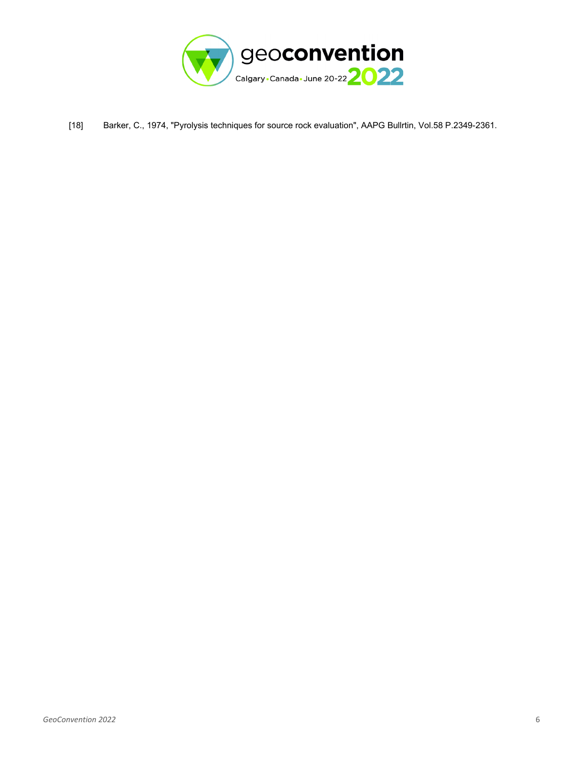[18] Barker, C., 1974, "Pyrolysis techniques for source rock evaluation", AAPG Bullrtin, Vol.58 P.2349-2361.